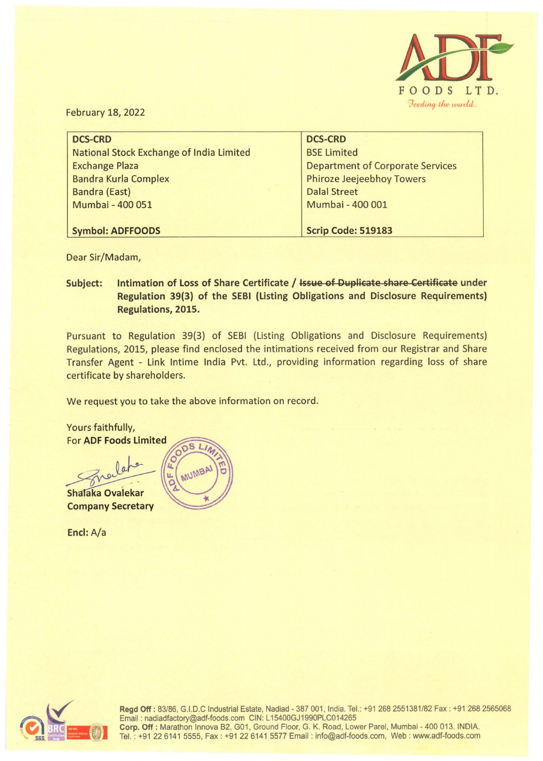ADF FOODS LTD.

*Feeding the world..*

February 18, 2022

| DCS-CRD<br>National Stock Exchange of India Limited<br>Exchange Plaza<br>Bandra Kurla Complex<br>Bandra (East)<br>Mumbai - 400 051<br><br>**Symbol: ADFFOODS** | DCS-CRD<br>BSE Limited<br>Department of Corporate Services<br>Phiroze Jeejeebhoy Towers<br>Dalal Street<br>Mumbai - 400 001<br><br>**Scrip Code: 519183** |
|---|---|

Dear Sir/Madam,

**Subject: Intimation of Loss of Share Certificate / ~~Issue of Duplicate share Certificate~~ under Regulation 39(3) of the SEBI (Listing Obligations and Disclosure Requirements) Regulations, 2015.**

Pursuant to Regulation 39(3) of SEBI (Listing Obligations and Disclosure Requirements) Regulations, 2015, please find enclosed the intimations received from our Registrar and Share Transfer Agent - Link Intime India Pvt. Ltd., providing information regarding loss of share certificate by shareholders.

We request you to take the above information on record.

Yours faithfully,
For **ADF Foods Limited**

**Shalaka Ovalekar**
**Company Secretary**

**Encl:** A/a

**Regd Off :** 83/86, G.I.D.C Industrial Estate, Nadiad - 387 001, India. Tel.: +91 268 2551381/82 Fax : +91 268 2565068
Email : nadiadfactory@adf-foods.com CIN: L15400GJ1990PLC014265
**Corp. Off :** Marathon Innova B2, G01, Ground Floor, G. K. Road, Lower Parel, Mumbai - 400 013. INDIA.
Tel. : +91 22 6141 5555, Fax : +91 22 6141 5577 Email : info@adf-foods.com, Web : www.adf-foods.com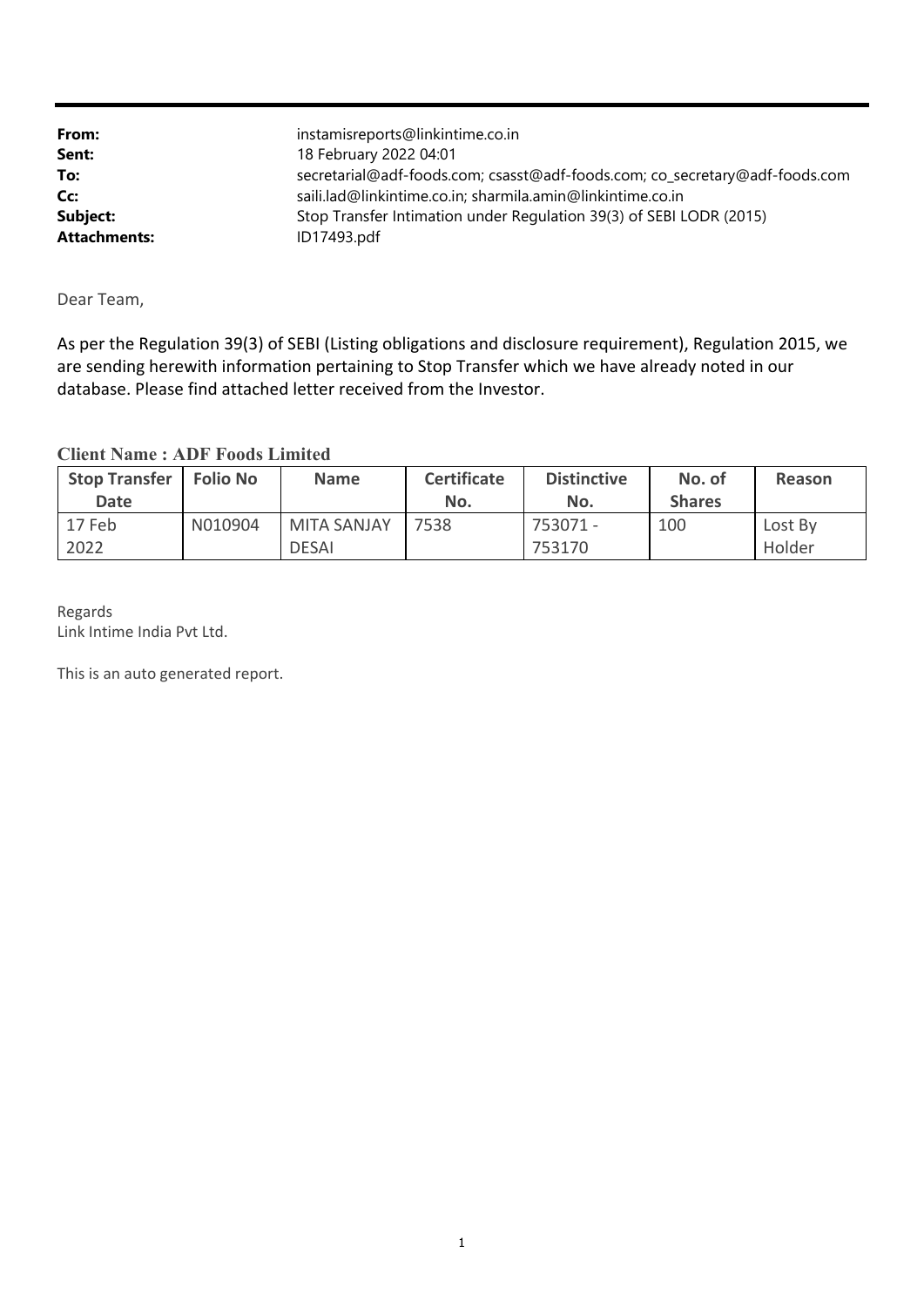| | |
|---|---|
| **From:** | instamisreports@linkintime.co.in |
| **Sent:** | 18 February 2022 04:01 |
| **To:** | secretarial@adf-foods.com; csasst@adf-foods.com; co_secretary@adf-foods.com |
| **Cc:** | saili.lad@linkintime.co.in; sharmila.amin@linkintime.co.in |
| **Subject:** | Stop Transfer Intimation under Regulation 39(3) of SEBI LODR (2015) |
| **Attachments:** | ID17493.pdf |

Dear Team,

As per the Regulation 39(3) of SEBI (Listing obligations and disclosure requirement), Regulation 2015, we are sending herewith information pertaining to Stop Transfer which we have already noted in our database. Please find attached letter received from the Investor.

**Client Name : ADF Foods Limited**

| Stop Transfer Date | Folio No | Name | Certificate No. | Distinctive No. | No. of Shares | Reason |
|---|---|---|---|---|---|---|
| 17 Feb 2022 | N010904 | MITA SANJAY DESAI | 7538 | 753071 - 753170 | 100 | Lost By Holder |

Regards
Link Intime India Pvt Ltd.

This is an auto generated report.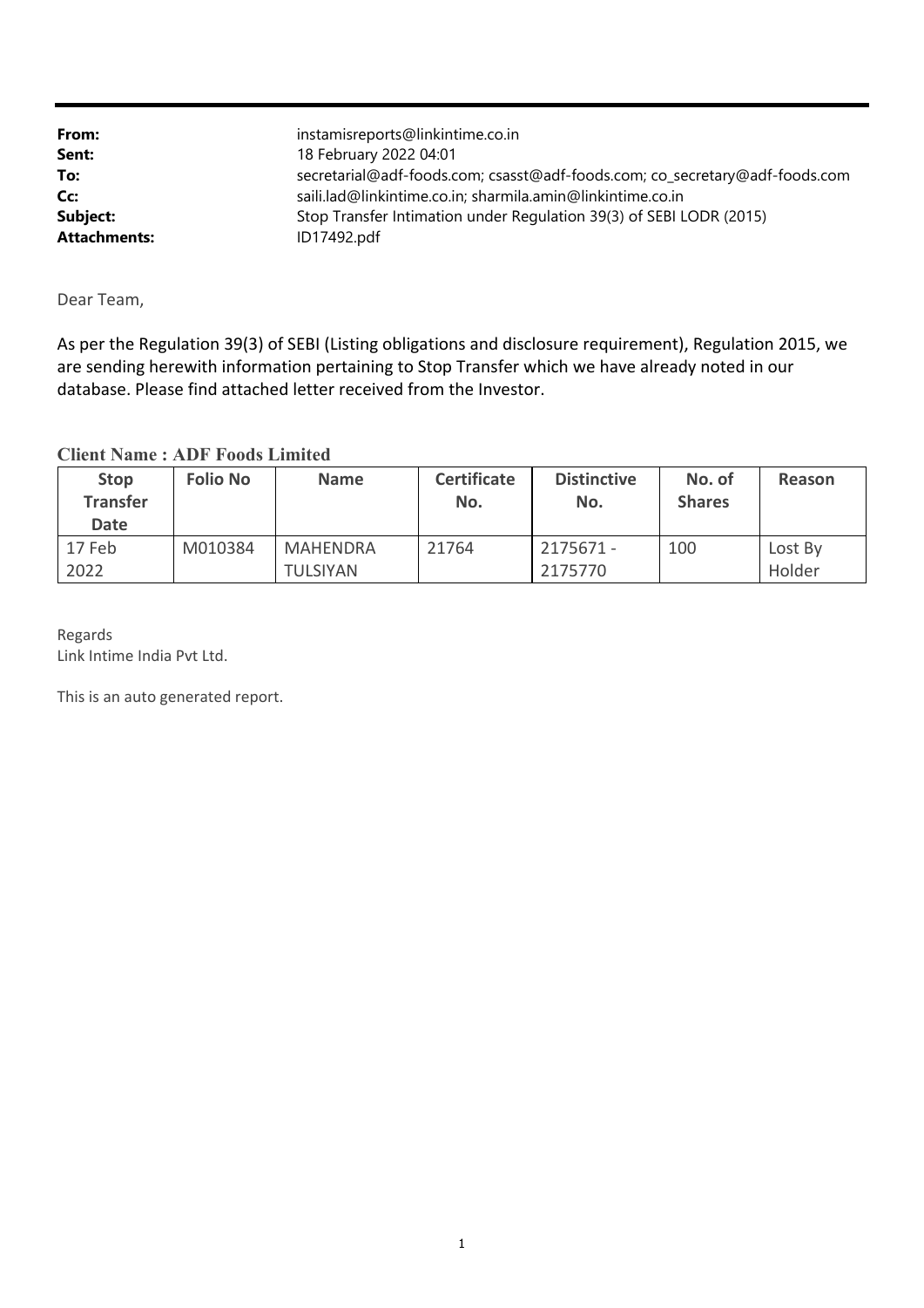| | |
|---|---|
| **From:** | instamisreports@linkintime.co.in |
| **Sent:** | 18 February 2022 04:01 |
| **To:** | secretarial@adf-foods.com; csasst@adf-foods.com; co_secretary@adf-foods.com |
| **Cc:** | saili.lad@linkintime.co.in; sharmila.amin@linkintime.co.in |
| **Subject:** | Stop Transfer Intimation under Regulation 39(3) of SEBI LODR (2015) |
| **Attachments:** | ID17492.pdf |

Dear Team,

As per the Regulation 39(3) of SEBI (Listing obligations and disclosure requirement), Regulation 2015, we are sending herewith information pertaining to Stop Transfer which we have already noted in our database. Please find attached letter received from the Investor.

**Client Name : ADF Foods Limited**

| Stop Transfer Date | Folio No | Name | Certificate No. | Distinctive No. | No. of Shares | Reason |
|---|---|---|---|---|---|---|
| 17 Feb 2022 | M010384 | MAHENDRA TULSIYAN | 21764 | 2175671 - 2175770 | 100 | Lost By Holder |

Regards
Link Intime India Pvt Ltd.

This is an auto generated report.